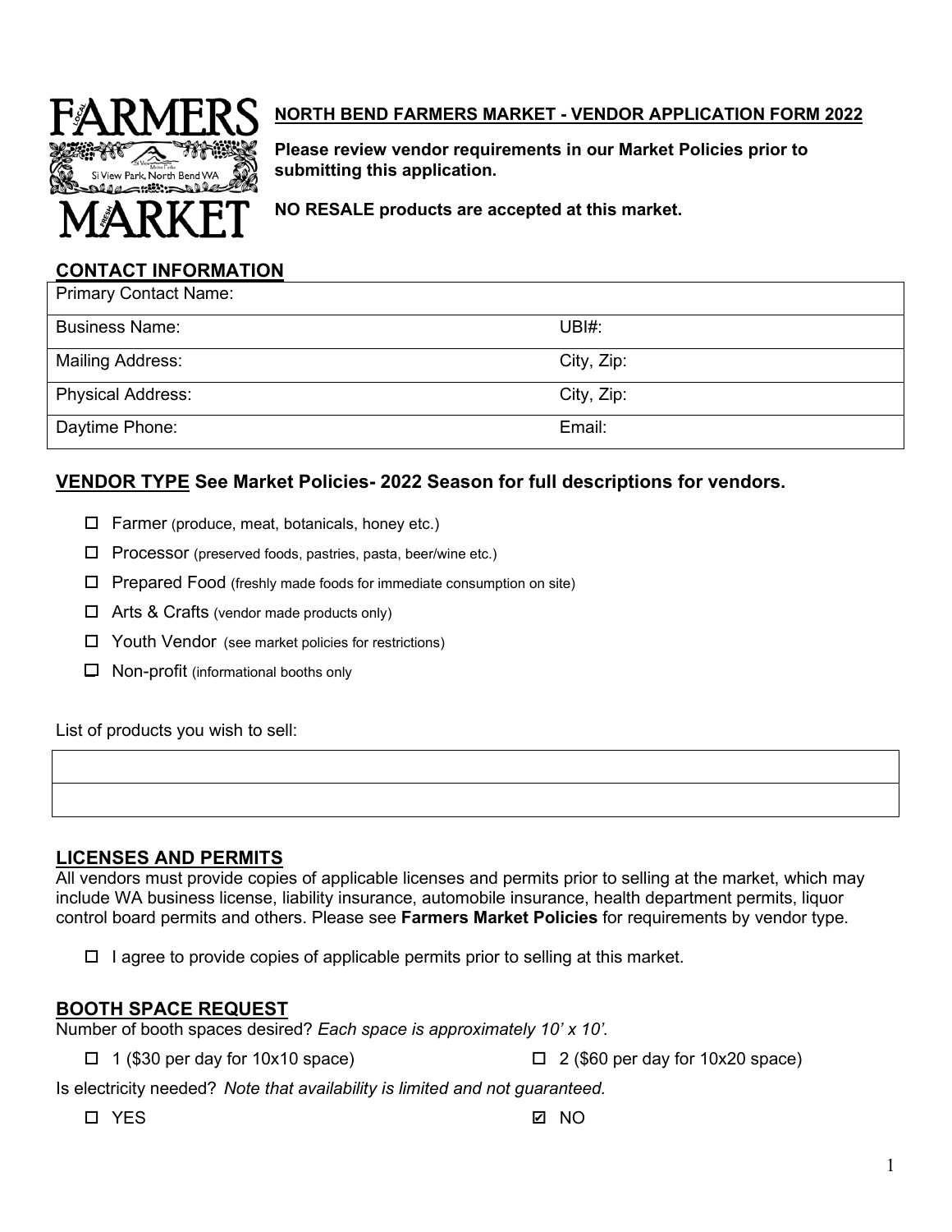## NORTH BEND FARMERS MARKET - VENDOR APPLICATION FORM 2022

**Please review vendor requirements in our Market Policies prior to submitting this application.**

**NO RESALE products are accepted at this market.**

## CONTACT INFORMATION

| Primary Contact Name: | |
|---|---|
| Business Name: | UBI#: |
| Mailing Address: | City, Zip: |
| Physical Address: | City, Zip: |
| Daytime Phone: | Email: |

## VENDOR TYPE See Market Policies- 2022 Season for full descriptions for vendors.

- ☐ Farmer (produce, meat, botanicals, honey etc.)
- ☐ Processor (preserved foods, pastries, pasta, beer/wine etc.)
- ☐ Prepared Food (freshly made foods for immediate consumption on site)
- ☐ Arts & Crafts (vendor made products only)
- ☐ Youth Vendor (see market policies for restrictions)
- ☐ Non-profit (informational booths only

List of products you wish to sell:

| |
|---|
| |

## LICENSES AND PERMITS

All vendors must provide copies of applicable licenses and permits prior to selling at the market, which may include WA business license, liability insurance, automobile insurance, health department permits, liquor control board permits and others. Please see **Farmers Market Policies** for requirements by vendor type.

- ☐ I agree to provide copies of applicable permits prior to selling at this market.

## BOOTH SPACE REQUEST

Number of booth spaces desired? *Each space is approximately 10' x 10'.*

- ☐ 1 ($30 per day for 10x10 space)
- ☐ 2 ($60 per day for 10x20 space)

Is electricity needed? *Note that availability is limited and not guaranteed.*

- ☐ YES
- ☑ NO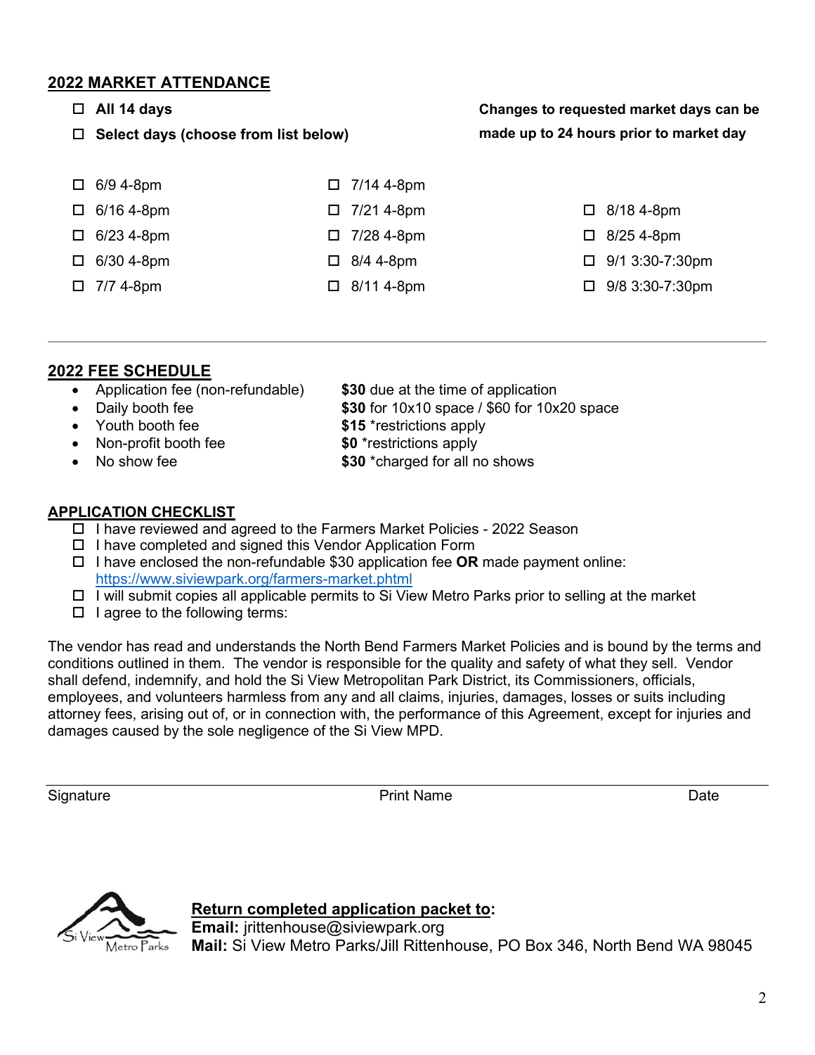## 2022 MARKET ATTENDANCE

- ☐ **All 14 days**
- ☐ **Select days (choose from list below)**

**Changes to requested market days can be made up to 24 hours prior to market day**

- ☐ 6/9 4-8pm
- ☐ 6/16 4-8pm
- ☐ 6/23 4-8pm
- ☐ 6/30 4-8pm
- ☐ 7/7 4-8pm
- ☐ 7/14 4-8pm
- ☐ 7/21 4-8pm
- ☐ 7/28 4-8pm
- ☐ 8/4 4-8pm
- ☐ 8/11 4-8pm
- ☐ 8/18 4-8pm
- ☐ 8/25 4-8pm
- ☐ 9/1 3:30-7:30pm
- ☐ 9/8 3:30-7:30pm

---

## 2022 FEE SCHEDULE

- Application fee (non-refundable) — **$30** due at the time of application
- Daily booth fee — **$30** for 10x10 space / $60 for 10x20 space
- Youth booth fee — **$15** *restrictions apply
- Non-profit booth fee — **$0** *restrictions apply
- No show fee — **$30** *charged for all no shows

## APPLICATION CHECKLIST

- ☐ I have reviewed and agreed to the Farmers Market Policies - 2022 Season
- ☐ I have completed and signed this Vendor Application Form
- ☐ I have enclosed the non-refundable $30 application fee **OR** made payment online: https://www.siviewpark.org/farmers-market.phtml
- ☐ I will submit copies all applicable permits to Si View Metro Parks prior to selling at the market
- ☐ I agree to the following terms:

The vendor has read and understands the North Bend Farmers Market Policies and is bound by the terms and conditions outlined in them. The vendor is responsible for the quality and safety of what they sell. Vendor shall defend, indemnify, and hold the Si View Metropolitan Park District, its Commissioners, officials, employees, and volunteers harmless from any and all claims, injuries, damages, losses or suits including attorney fees, arising out of, or in connection with, the performance of this Agreement, except for injuries and damages caused by the sole negligence of the Si View MPD.

Signature ______________________ Print Name ______________________ Date ______________

Si View Metro Parks

**Return completed application packet to:**
**Email:** jrittenhouse@siviewpark.org
**Mail:** Si View Metro Parks/Jill Rittenhouse, PO Box 346, North Bend WA 98045